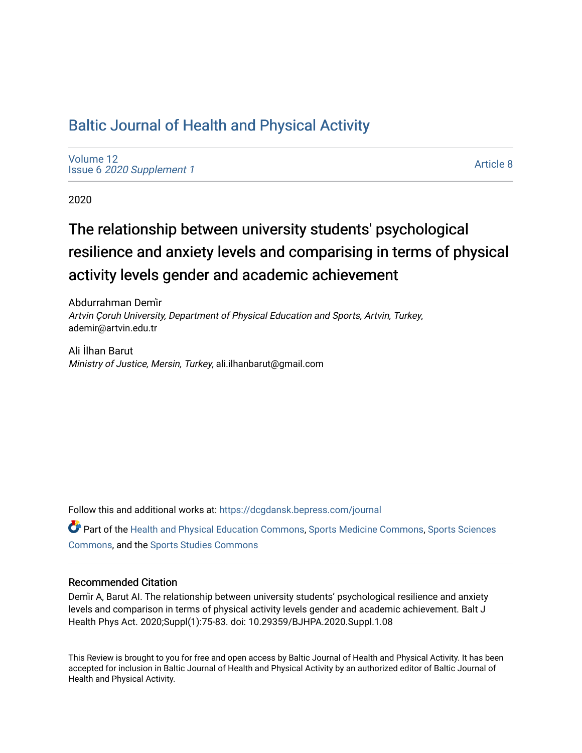# Baltic Journal of Health and Physical Activity

Volume 12
Issue 6 *2020 Supplement 1*

Article 8

2020

## The relationship between university students' psychological resilience and anxiety levels and comparising in terms of physical activity levels gender and academic achievement

Abdurrahman Demi̇r
*Artvin Çoruh University, Department of Physical Education and Sports, Artvin, Turkey*, ademir@artvin.edu.tr

Ali İlhan Barut
*Ministry of Justice, Mersin, Turkey*, ali.ilhanbarut@gmail.com

Follow this and additional works at: https://dcgdansk.bepress.com/journal

Part of the Health and Physical Education Commons, Sports Medicine Commons, Sports Sciences Commons, and the Sports Studies Commons

### Recommended Citation

Demi̇r A, Barut AI. The relationship between university students' psychological resilience and anxiety levels and comparison in terms of physical activity levels gender and academic achievement. Balt J Health Phys Act. 2020;Suppl(1):75-83. doi: 10.29359/BJHPA.2020.Suppl.1.08

This Review is brought to you for free and open access by Baltic Journal of Health and Physical Activity. It has been accepted for inclusion in Baltic Journal of Health and Physical Activity by an authorized editor of Baltic Journal of Health and Physical Activity.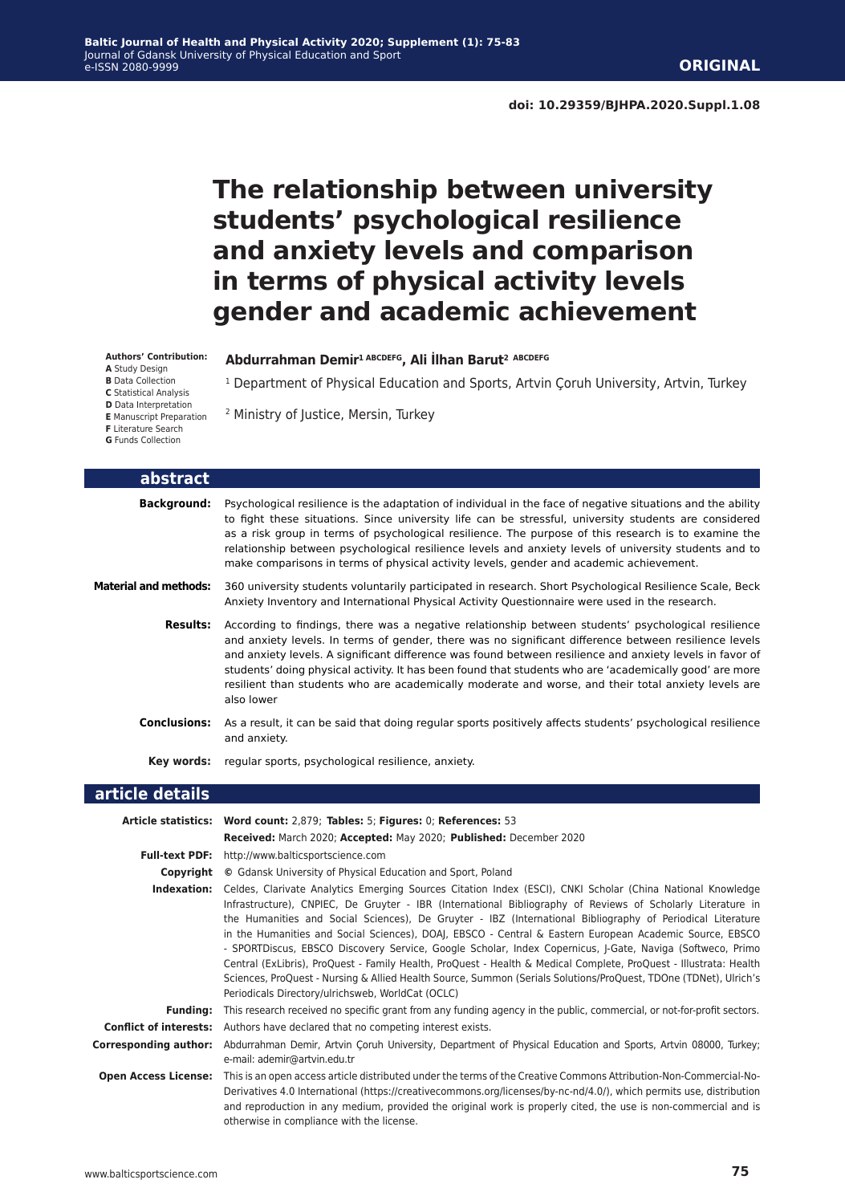**doi: 10.29359/BJHPA.2020.Suppl.1.08**

# The relationship between university students' psychological resilience and anxiety levels and comparison in terms of physical activity levels gender and academic achievement

**Authors' Contribution:**
**A** Study Design
**B** Data Collection
**C** Statistical Analysis
**D** Data Interpretation
**E** Manuscript Preparation
**F** Literature Search
**G** Funds Collection

**Abdurrahman Demir[1] ABCDEFG, Ali İlhan Barut[2] ABCDEFG**

[1] Department of Physical Education and Sports, Artvin Çoruh University, Artvin, Turkey

[2] Ministry of Justice, Mersin, Turkey

## abstract

**Background:** Psychological resilience is the adaptation of individual in the face of negative situations and the ability to fight these situations. Since university life can be stressful, university students are considered as a risk group in terms of psychological resilience. The purpose of this research is to examine the relationship between psychological resilience levels and anxiety levels of university students and to make comparisons in terms of physical activity levels, gender and academic achievement.

**Material and methods:** 360 university students voluntarily participated in research. Short Psychological Resilience Scale, Beck Anxiety Inventory and International Physical Activity Questionnaire were used in the research.

**Results:** According to findings, there was a negative relationship between students' psychological resilience and anxiety levels. In terms of gender, there was no significant difference between resilience levels and anxiety levels. A significant difference was found between resilience and anxiety levels in favor of students' doing physical activity. It has been found that students who are 'academically good' are more resilient than students who are academically moderate and worse, and their total anxiety levels are also lower

**Conclusions:** As a result, it can be said that doing regular sports positively affects students' psychological resilience and anxiety.

**Key words:** regular sports, psychological resilience, anxiety.

## article details

**Article statistics:** **Word count:** 2,879; **Tables:** 5; **Figures:** 0; **References:** 53
**Received:** March 2020; **Accepted:** May 2020; **Published:** December 2020

**Full-text PDF:** http://www.balticsportscience.com

**Copyright** © Gdansk University of Physical Education and Sport, Poland

**Indexation:** Celdes, Clarivate Analytics Emerging Sources Citation Index (ESCI), CNKI Scholar (China National Knowledge Infrastructure), CNPIEC, De Gruyter - IBR (International Bibliography of Reviews of Scholarly Literature in the Humanities and Social Sciences), De Gruyter - IBZ (International Bibliography of Periodical Literature in the Humanities and Social Sciences), DOAJ, EBSCO - Central & Eastern European Academic Source, EBSCO - SPORTDiscus, EBSCO Discovery Service, Google Scholar, Index Copernicus, J-Gate, Naviga (Softweco, Primo Central (ExLibris), ProQuest - Family Health, ProQuest - Health & Medical Complete, ProQuest - Illustrata: Health Sciences, ProQuest - Nursing & Allied Health Source, Summon (Serials Solutions/ProQuest, TDOne (TDNet), Ulrich's Periodicals Directory/ulrichsweb, WorldCat (OCLC)

**Funding:** This research received no specific grant from any funding agency in the public, commercial, or not-for-profit sectors.

**Conflict of interests:** Authors have declared that no competing interest exists.

**Corresponding author:** Abdurrahman Demir, Artvin Çoruh University, Department of Physical Education and Sports, Artvin 08000, Turkey; e-mail: ademir@artvin.edu.tr

**Open Access License:** This is an open access article distributed under the terms of the Creative Commons Attribution-Non-Commercial-No-Derivatives 4.0 International (https://creativecommons.org/licenses/by-nc-nd/4.0/), which permits use, distribution and reproduction in any medium, provided the original work is properly cited, the use is non-commercial and is otherwise in compliance with the license.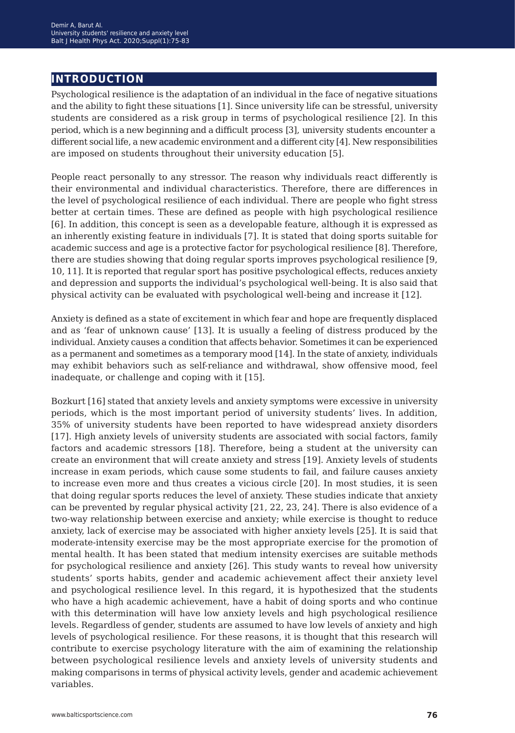## INTRODUCTION

Psychological resilience is the adaptation of an individual in the face of negative situations and the ability to fight these situations [1]. Since university life can be stressful, university students are considered as a risk group in terms of psychological resilience [2]. In this period, which is a new beginning and a difficult process [3], university students encounter a different social life, a new academic environment and a different city [4]. New responsibilities are imposed on students throughout their university education [5].

People react personally to any stressor. The reason why individuals react differently is their environmental and individual characteristics. Therefore, there are differences in the level of psychological resilience of each individual. There are people who fight stress better at certain times. These are defined as people with high psychological resilience [6]. In addition, this concept is seen as a developable feature, although it is expressed as an inherently existing feature in individuals [7]. It is stated that doing sports suitable for academic success and age is a protective factor for psychological resilience [8]. Therefore, there are studies showing that doing regular sports improves psychological resilience [9, 10, 11]. It is reported that regular sport has positive psychological effects, reduces anxiety and depression and supports the individual's psychological well-being. It is also said that physical activity can be evaluated with psychological well-being and increase it [12].

Anxiety is defined as a state of excitement in which fear and hope are frequently displaced and as 'fear of unknown cause' [13]. It is usually a feeling of distress produced by the individual. Anxiety causes a condition that affects behavior. Sometimes it can be experienced as a permanent and sometimes as a temporary mood [14]. In the state of anxiety, individuals may exhibit behaviors such as self-reliance and withdrawal, show offensive mood, feel inadequate, or challenge and coping with it [15].

Bozkurt [16] stated that anxiety levels and anxiety symptoms were excessive in university periods, which is the most important period of university students' lives. In addition, 35% of university students have been reported to have widespread anxiety disorders [17]. High anxiety levels of university students are associated with social factors, family factors and academic stressors [18]. Therefore, being a student at the university can create an environment that will create anxiety and stress [19]. Anxiety levels of students increase in exam periods, which cause some students to fail, and failure causes anxiety to increase even more and thus creates a vicious circle [20]. In most studies, it is seen that doing regular sports reduces the level of anxiety. These studies indicate that anxiety can be prevented by regular physical activity [21, 22, 23, 24]. There is also evidence of a two-way relationship between exercise and anxiety; while exercise is thought to reduce anxiety, lack of exercise may be associated with higher anxiety levels [25]. It is said that moderate-intensity exercise may be the most appropriate exercise for the promotion of mental health. It has been stated that medium intensity exercises are suitable methods for psychological resilience and anxiety [26]. This study wants to reveal how university students' sports habits, gender and academic achievement affect their anxiety level and psychological resilience level. In this regard, it is hypothesized that the students who have a high academic achievement, have a habit of doing sports and who continue with this determination will have low anxiety levels and high psychological resilience levels. Regardless of gender, students are assumed to have low levels of anxiety and high levels of psychological resilience. For these reasons, it is thought that this research will contribute to exercise psychology literature with the aim of examining the relationship between psychological resilience levels and anxiety levels of university students and making comparisons in terms of physical activity levels, gender and academic achievement variables.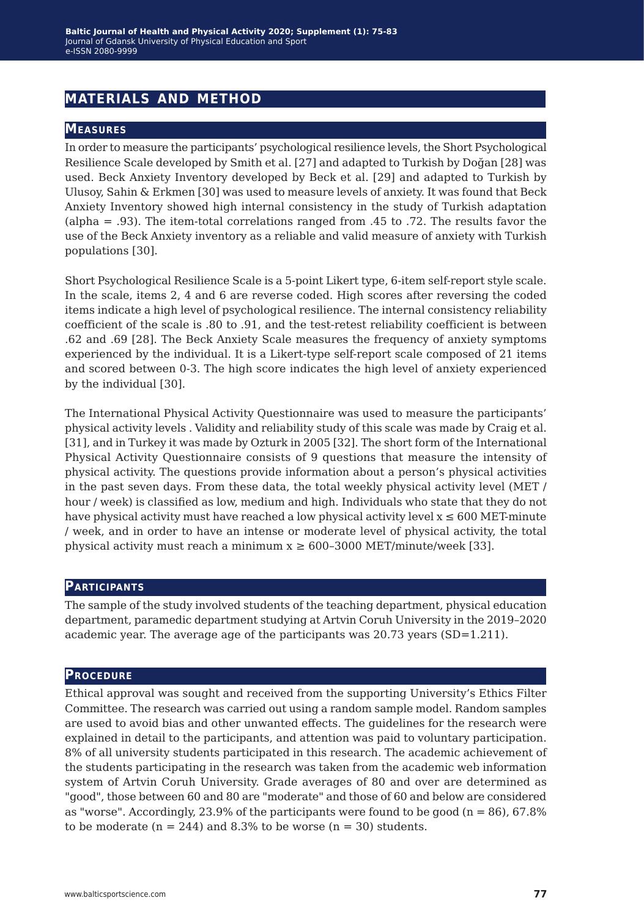## MATERIALS AND METHOD

### Measures

In order to measure the participants' psychological resilience levels, the Short Psychological Resilience Scale developed by Smith et al. [27] and adapted to Turkish by Doğan [28] was used. Beck Anxiety Inventory developed by Beck et al. [29] and adapted to Turkish by Ulusoy, Sahin & Erkmen [30] was used to measure levels of anxiety. It was found that Beck Anxiety Inventory showed high internal consistency in the study of Turkish adaptation (alpha = .93). The item-total correlations ranged from .45 to .72. The results favor the use of the Beck Anxiety inventory as a reliable and valid measure of anxiety with Turkish populations [30].

Short Psychological Resilience Scale is a 5-point Likert type, 6-item self-report style scale. In the scale, items 2, 4 and 6 are reverse coded. High scores after reversing the coded items indicate a high level of psychological resilience. The internal consistency reliability coefficient of the scale is .80 to .91, and the test-retest reliability coefficient is between .62 and .69 [28]. The Beck Anxiety Scale measures the frequency of anxiety symptoms experienced by the individual. It is a Likert-type self-report scale composed of 21 items and scored between 0-3. The high score indicates the high level of anxiety experienced by the individual [30].

The International Physical Activity Questionnaire was used to measure the participants' physical activity levels . Validity and reliability study of this scale was made by Craig et al. [31], and in Turkey it was made by Ozturk in 2005 [32]. The short form of the International Physical Activity Questionnaire consists of 9 questions that measure the intensity of physical activity. The questions provide information about a person's physical activities in the past seven days. From these data, the total weekly physical activity level (MET / hour / week) is classified as low, medium and high. Individuals who state that they do not have physical activity must have reached a low physical activity level $x \leq 600$ MET-minute / week, and in order to have an intense or moderate level of physical activity, the total physical activity must reach a minimum $x \geq 600$–3000 MET/minute/week [33].

### Participants

The sample of the study involved students of the teaching department, physical education department, paramedic department studying at Artvin Coruh University in the 2019–2020 academic year. The average age of the participants was 20.73 years (SD=1.211).

### Procedure

Ethical approval was sought and received from the supporting University's Ethics Filter Committee. The research was carried out using a random sample model. Random samples are used to avoid bias and other unwanted effects. The guidelines for the research were explained in detail to the participants, and attention was paid to voluntary participation. 8% of all university students participated in this research. The academic achievement of the students participating in the research was taken from the academic web information system of Artvin Coruh University. Grade averages of 80 and over are determined as "good", those between 60 and 80 are "moderate" and those of 60 and below are considered as "worse". Accordingly, 23.9% of the participants were found to be good (n = 86), 67.8% to be moderate (n = 244) and 8.3% to be worse (n = 30) students.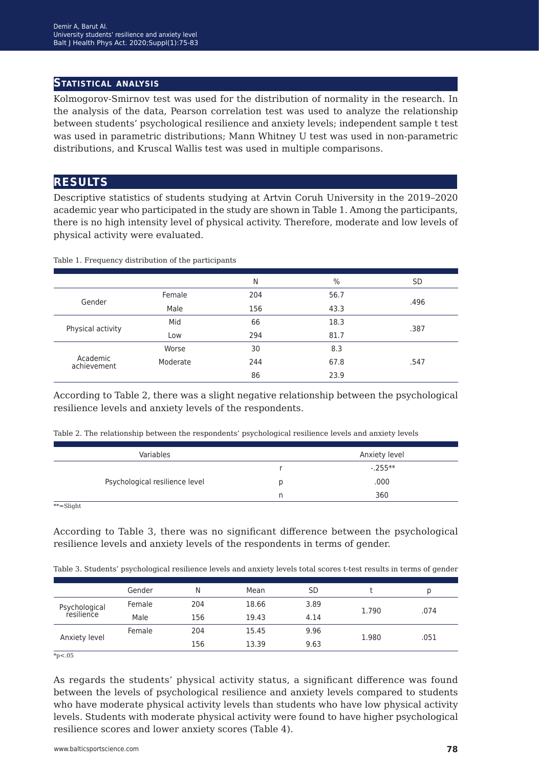## Statistical analysis

Kolmogorov-Smirnov test was used for the distribution of normality in the research. In the analysis of the data, Pearson correlation test was used to analyze the relationship between students' psychological resilience and anxiety levels; independent sample t test was used in parametric distributions; Mann Whitney U test was used in non-parametric distributions, and Kruscal Wallis test was used in multiple comparisons.

## RESULTS

Descriptive statistics of students studying at Artvin Coruh University in the 2019–2020 academic year who participated in the study are shown in Table 1. Among the participants, there is no high intensity level of physical activity. Therefore, moderate and low levels of physical activity were evaluated.

Table 1. Frequency distribution of the participants

| | | N | % | SD |
|---|---|---|---|---|
| Gender | Female | 204 | 56.7 | .496 |
| | Male | 156 | 43.3 | |
| Physical activity | Mid | 66 | 18.3 | .387 |
| | Low | 294 | 81.7 | |
| Academic achievement | Worse | 30 | 8.3 | .547 |
| | Moderate | 244 | 67.8 | |
| | | 86 | 23.9 | |

According to Table 2, there was a slight negative relationship between the psychological resilience levels and anxiety levels of the respondents.

Table 2. The relationship between the respondents' psychological resilience levels and anxiety levels

| Variables | | Anxiety level |
|---|---|---|
| Psychological resilience level | r | -.255** |
| | p | .000 |
| | n | 360 |

**=Slight

According to Table 3, there was no significant difference between the psychological resilience levels and anxiety levels of the respondents in terms of gender.

Table 3. Students' psychological resilience levels and anxiety levels total scores t-test results in terms of gender

| | Gender | N | Mean | SD | t | p |
|---|---|---|---|---|---|---|
| Psychological resilience | Female | 204 | 18.66 | 3.89 | 1.790 | .074 |
| | Male | 156 | 19.43 | 4.14 | | |
| Anxiety level | Female | 204 | 15.45 | 9.96 | 1.980 | .051 |
| | | 156 | 13.39 | 9.63 | | |

*p<.05

As regards the students' physical activity status, a significant difference was found between the levels of psychological resilience and anxiety levels compared to students who have moderate physical activity levels than students who have low physical activity levels. Students with moderate physical activity were found to have higher psychological resilience scores and lower anxiety scores (Table 4).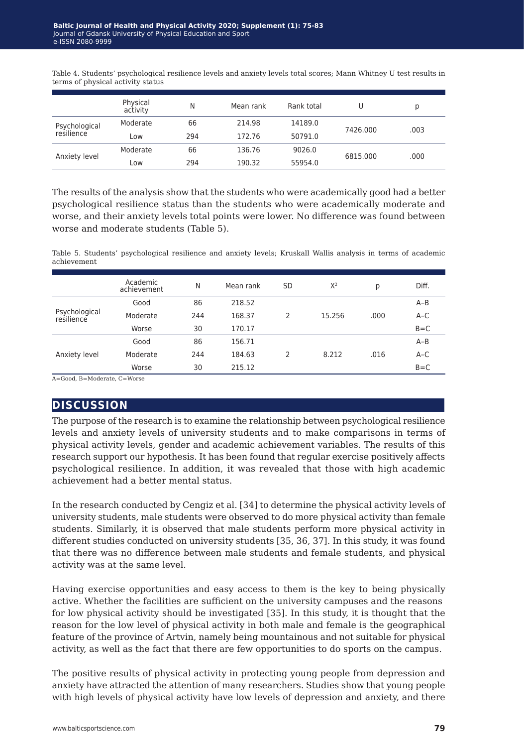Table 4. Students' psychological resilience levels and anxiety levels total scores; Mann Whitney U test results in terms of physical activity status

| | Physical activity | N | Mean rank | Rank total | U | p |
|---|---|---|---|---|---|---|
| Psychological resilience | Moderate | 66 | 214.98 | 14189.0 | 7426.000 | .003 |
| | Low | 294 | 172.76 | 50791.0 | | |
| Anxiety level | Moderate | 66 | 136.76 | 9026.0 | 6815.000 | .000 |
| | Low | 294 | 190.32 | 55954.0 | | |

The results of the analysis show that the students who were academically good had a better psychological resilience status than the students who were academically moderate and worse, and their anxiety levels total points were lower. No difference was found between worse and moderate students (Table 5).

Table 5. Students' psychological resilience and anxiety levels; Kruskall Wallis analysis in terms of academic achievement

| | Academic achievement | N | Mean rank | SD | $X^2$ | p | Diff. |
|---|---|---|---|---|---|---|---|
| Psychological resilience | Good | 86 | 218.52 | 2 | 15.256 | .000 | A–B |
| | Moderate | 244 | 168.37 | | | | A–C |
| | Worse | 30 | 170.17 | | | | B=C |
| Anxiety level | Good | 86 | 156.71 | 2 | 8.212 | .016 | A–B |
| | Moderate | 244 | 184.63 | | | | A–C |
| | Worse | 30 | 215.12 | | | | B=C |

A=Good, B=Moderate, C=Worse

## DISCUSSION

The purpose of the research is to examine the relationship between psychological resilience levels and anxiety levels of university students and to make comparisons in terms of physical activity levels, gender and academic achievement variables. The results of this research support our hypothesis. It has been found that regular exercise positively affects psychological resilience. In addition, it was revealed that those with high academic achievement had a better mental status.

In the research conducted by Cengiz et al. [34] to determine the physical activity levels of university students, male students were observed to do more physical activity than female students. Similarly, it is observed that male students perform more physical activity in different studies conducted on university students [35, 36, 37]. In this study, it was found that there was no difference between male students and female students, and physical activity was at the same level.

Having exercise opportunities and easy access to them is the key to being physically active. Whether the facilities are sufficient on the university campuses and the reasons for low physical activity should be investigated [35]. In this study, it is thought that the reason for the low level of physical activity in both male and female is the geographical feature of the province of Artvin, namely being mountainous and not suitable for physical activity, as well as the fact that there are few opportunities to do sports on the campus.

The positive results of physical activity in protecting young people from depression and anxiety have attracted the attention of many researchers. Studies show that young people with high levels of physical activity have low levels of depression and anxiety, and there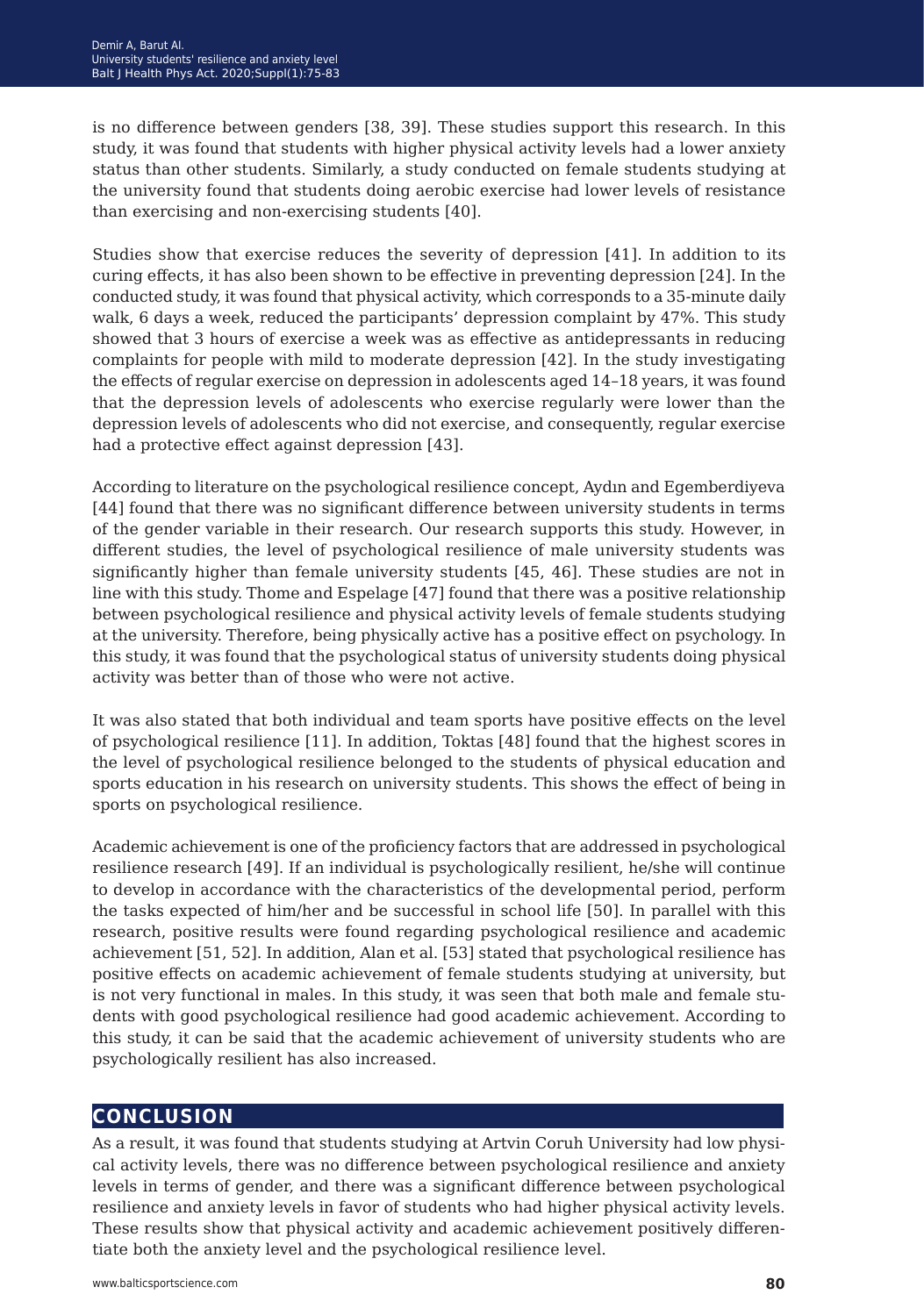is no difference between genders [38, 39]. These studies support this research. In this study, it was found that students with higher physical activity levels had a lower anxiety status than other students. Similarly, a study conducted on female students studying at the university found that students doing aerobic exercise had lower levels of resistance than exercising and non-exercising students [40].

Studies show that exercise reduces the severity of depression [41]. In addition to its curing effects, it has also been shown to be effective in preventing depression [24]. In the conducted study, it was found that physical activity, which corresponds to a 35-minute daily walk, 6 days a week, reduced the participants' depression complaint by 47%. This study showed that 3 hours of exercise a week was as effective as antidepressants in reducing complaints for people with mild to moderate depression [42]. In the study investigating the effects of regular exercise on depression in adolescents aged 14–18 years, it was found that the depression levels of adolescents who exercise regularly were lower than the depression levels of adolescents who did not exercise, and consequently, regular exercise had a protective effect against depression [43].

According to literature on the psychological resilience concept, Aydın and Egemberdiyeva [44] found that there was no significant difference between university students in terms of the gender variable in their research. Our research supports this study. However, in different studies, the level of psychological resilience of male university students was significantly higher than female university students [45, 46]. These studies are not in line with this study. Thome and Espelage [47] found that there was a positive relationship between psychological resilience and physical activity levels of female students studying at the university. Therefore, being physically active has a positive effect on psychology. In this study, it was found that the psychological status of university students doing physical activity was better than of those who were not active.

It was also stated that both individual and team sports have positive effects on the level of psychological resilience [11]. In addition, Toktas [48] found that the highest scores in the level of psychological resilience belonged to the students of physical education and sports education in his research on university students. This shows the effect of being in sports on psychological resilience.

Academic achievement is one of the proficiency factors that are addressed in psychological resilience research [49]. If an individual is psychologically resilient, he/she will continue to develop in accordance with the characteristics of the developmental period, perform the tasks expected of him/her and be successful in school life [50]. In parallel with this research, positive results were found regarding psychological resilience and academic achievement [51, 52]. In addition, Alan et al. [53] stated that psychological resilience has positive effects on academic achievement of female students studying at university, but is not very functional in males. In this study, it was seen that both male and female students with good psychological resilience had good academic achievement. According to this study, it can be said that the academic achievement of university students who are psychologically resilient has also increased.

## CONCLUSION

As a result, it was found that students studying at Artvin Coruh University had low physical activity levels, there was no difference between psychological resilience and anxiety levels in terms of gender, and there was a significant difference between psychological resilience and anxiety levels in favor of students who had higher physical activity levels. These results show that physical activity and academic achievement positively differentiate both the anxiety level and the psychological resilience level.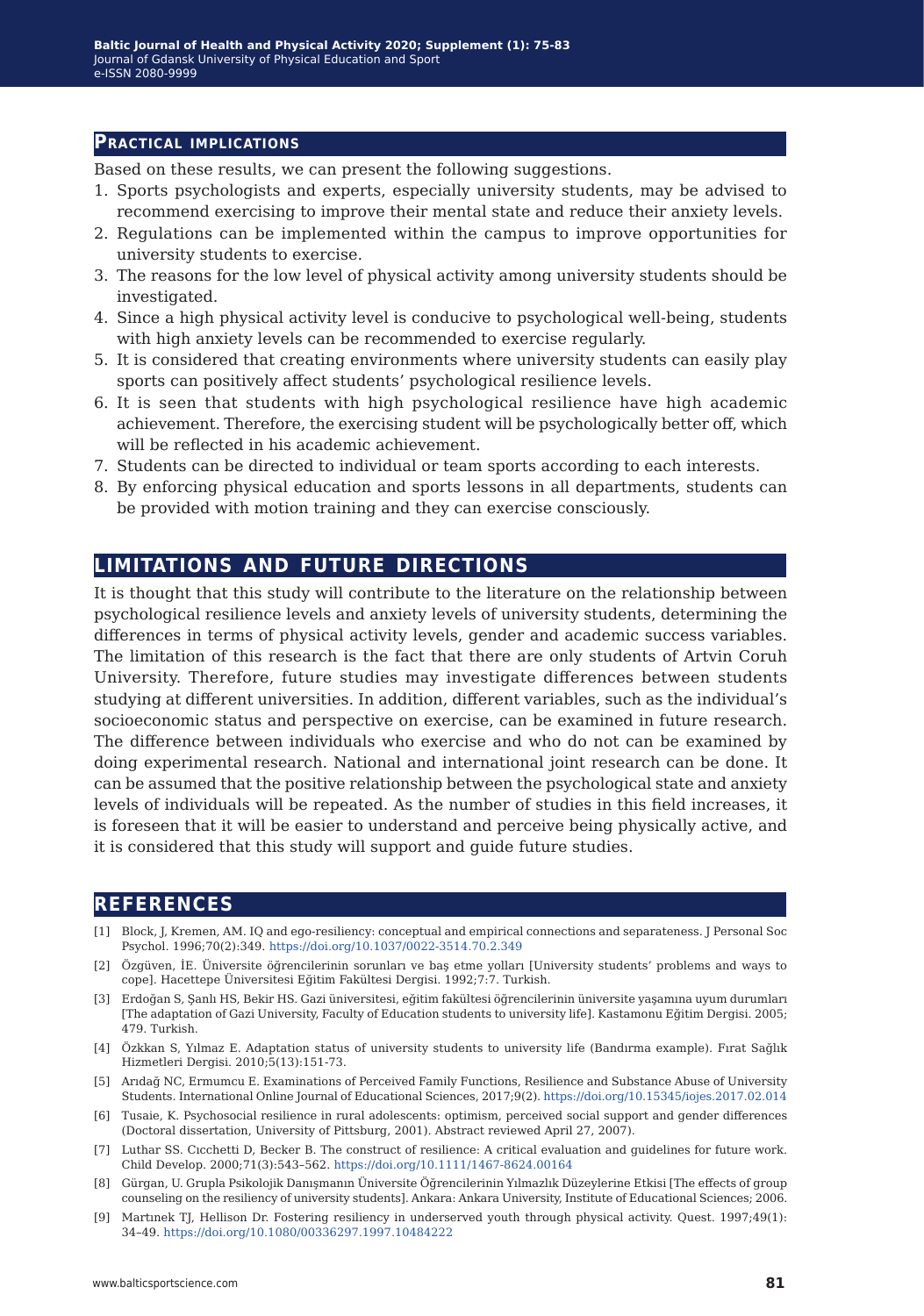## Practical implications

Based on these results, we can present the following suggestions.

1. Sports psychologists and experts, especially university students, may be advised to recommend exercising to improve their mental state and reduce their anxiety levels.
2. Regulations can be implemented within the campus to improve opportunities for university students to exercise.
3. The reasons for the low level of physical activity among university students should be investigated.
4. Since a high physical activity level is conducive to psychological well-being, students with high anxiety levels can be recommended to exercise regularly.
5. It is considered that creating environments where university students can easily play sports can positively affect students' psychological resilience levels.
6. It is seen that students with high psychological resilience have high academic achievement. Therefore, the exercising student will be psychologically better off, which will be reflected in his academic achievement.
7. Students can be directed to individual or team sports according to each interests.
8. By enforcing physical education and sports lessons in all departments, students can be provided with motion training and they can exercise consciously.

## Limitations and future directions

It is thought that this study will contribute to the literature on the relationship between psychological resilience levels and anxiety levels of university students, determining the differences in terms of physical activity levels, gender and academic success variables. The limitation of this research is the fact that there are only students of Artvin Coruh University. Therefore, future studies may investigate differences between students studying at different universities. In addition, different variables, such as the individual's socioeconomic status and perspective on exercise, can be examined in future research. The difference between individuals who exercise and who do not can be examined by doing experimental research. National and international joint research can be done. It can be assumed that the positive relationship between the psychological state and anxiety levels of individuals will be repeated. As the number of studies in this field increases, it is foreseen that it will be easier to understand and perceive being physically active, and it is considered that this study will support and guide future studies.

## References

[1] Block, J, Kremen, AM. IQ and ego-resiliency: conceptual and empirical connections and separateness. J Personal Soc Psychol. 1996;70(2):349. https://doi.org/10.1037/0022-3514.70.2.349

[2] Özgüven, İE. Üniversite öğrencilerinin sorunları ve baş etme yolları [University students' problems and ways to cope]. Hacettepe Üniversitesi Eğitim Fakültesi Dergisi. 1992;7:7. Turkish.

[3] Erdoğan S, Şanlı HS, Bekir HS. Gazi üniversitesi, eğitim fakültesi öğrencilerinin üniversite yaşamına uyum durumları [The adaptation of Gazi University, Faculty of Education students to university life]. Kastamonu Eğitim Dergisi. 2005; 479. Turkish.

[4] Özkkan S, Yılmaz E. Adaptation status of university students to university life (Bandırma example). Fırat Sağlık Hizmetleri Dergisi. 2010;5(13):151-73.

[5] Arıdağ NC, Ermumcu E. Examinations of Perceived Family Functions, Resilience and Substance Abuse of University Students. International Online Journal of Educational Sciences, 2017;9(2). https://doi.org/10.15345/iojes.2017.02.014

[6] Tusaie, K. Psychosocial resilience in rural adolescents: optimism, perceived social support and gender differences (Doctoral dissertation, University of Pittsburg, 2001). Abstract reviewed April 27, 2007).

[7] Luthar SS. Cıcchetti D, Becker B. The construct of resilience: A critical evaluation and guidelines for future work. Child Develop. 2000;71(3):543–562. https://doi.org/10.1111/1467-8624.00164

[8] Gürgan, U. Grupla Psikolojik Danışmanın Üniversite Öğrencilerinin Yılmazlık Düzeylerine Etkisi [The effects of group counseling on the resiliency of university students]. Ankara: Ankara University, Institute of Educational Sciences; 2006.

[9] Martınek TJ, Hellison Dr. Fostering resiliency in underserved youth through physical activity. Quest. 1997;49(1): 34–49. https://doi.org/10.1080/00336297.1997.10484222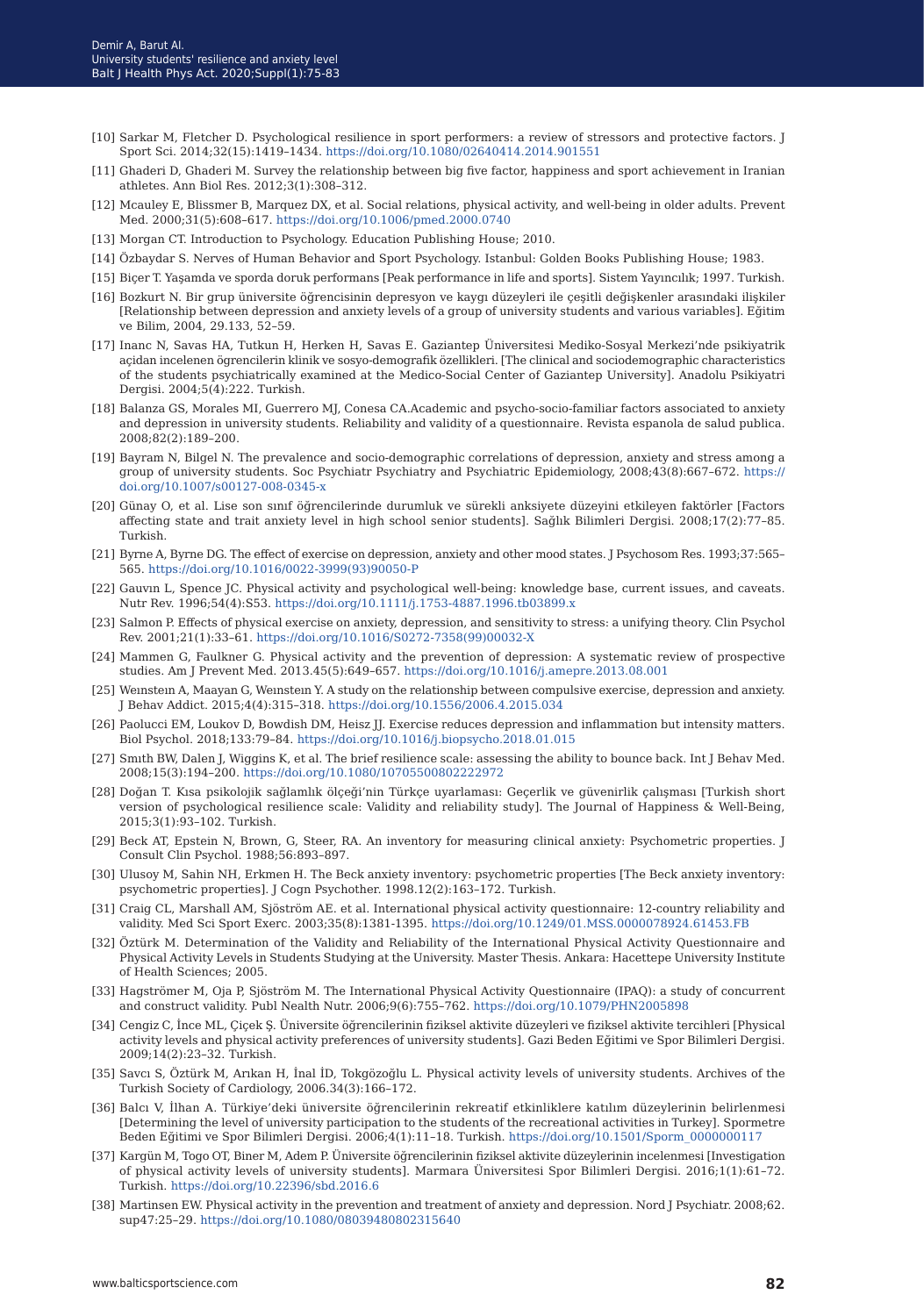[10] Sarkar M, Fletcher D. Psychological resilience in sport performers: a review of stressors and protective factors. J Sport Sci. 2014;32(15):1419–1434. https://doi.org/10.1080/02640414.2014.901551

[11] Ghaderi D, Ghaderi M. Survey the relationship between big five factor, happiness and sport achievement in Iranian athletes. Ann Biol Res. 2012;3(1):308–312.

[12] Mcauley E, Blissmer B, Marquez DX, et al. Social relations, physical activity, and well-being in older adults. Prevent Med. 2000;31(5):608–617. https://doi.org/10.1006/pmed.2000.0740

[13] Morgan CT. Introduction to Psychology. Education Publishing House; 2010.

[14] Özbaydar S. Nerves of Human Behavior and Sport Psychology. Istanbul: Golden Books Publishing House; 1983.

[15] Biçer T. Yaşamda ve sporda doruk performans [Peak performance in life and sports]. Sistem Yayıncılık; 1997. Turkish.

[16] Bozkurt N. Bir grup üniversite öğrencisinin depresyon ve kaygı düzeyleri ile çeşitli değişkenler arasındaki ilişkiler [Relationship between depression and anxiety levels of a group of university students and various variables]. Eğitim ve Bilim, 2004, 29.133, 52–59.

[17] Inanc N, Savas HA, Tutkun H, Herken H, Savas E. Gaziantep Üniversitesi Mediko-Sosyal Merkezi'nde psikiyatrik açıdan incelenen ögrencilerin klinik ve sosyo-demografik özellikleri. [The clinical and sociodemographic characteristics of the students psychiatrically examined at the Medico-Social Center of Gaziantep University]. Anadolu Psikiyatri Dergisi. 2004;5(4):222. Turkish.

[18] Balanza GS, Morales MI, Guerrero MJ, Conesa CA.Academic and psycho-socio-familiar factors associated to anxiety and depression in university students. Reliability and validity of a questionnaire. Revista espanola de salud publica. 2008;82(2):189–200.

[19] Bayram N, Bilgel N. The prevalence and socio-demographic correlations of depression, anxiety and stress among a group of university students. Soc Psychiatr Psychiatry and Psychiatric Epidemiology, 2008;43(8):667–672. https://doi.org/10.1007/s00127-008-0345-x

[20] Günay O, et al. Lise son sınıf öğrencilerinde durumluk ve sürekli anksiyete düzeyini etkileyen faktörler [Factors affecting state and trait anxiety level in high school senior students]. Sağlık Bilimleri Dergisi. 2008;17(2):77–85. Turkish.

[21] Byrne A, Byrne DG. The effect of exercise on depression, anxiety and other mood states. J Psychosom Res. 1993;37:565–565. https://doi.org/10.1016/0022-3999(93)90050-P

[22] Gauvın L, Spence JC. Physical activity and psychological well-being: knowledge base, current issues, and caveats. Nutr Rev. 1996;54(4):S53. https://doi.org/10.1111/j.1753-4887.1996.tb03899.x

[23] Salmon P. Effects of physical exercise on anxiety, depression, and sensitivity to stress: a unifying theory. Clin Psychol Rev. 2001;21(1):33–61. https://doi.org/10.1016/S0272-7358(99)00032-X

[24] Mammen G, Faulkner G. Physical activity and the prevention of depression: A systematic review of prospective studies. Am J Prevent Med. 2013.45(5):649–657. https://doi.org/10.1016/j.amepre.2013.08.001

[25] Weınsteın A, Maayan G, Weınsteın Y. A study on the relationship between compulsive exercise, depression and anxiety. J Behav Addict. 2015;4(4):315–318. https://doi.org/10.1556/2006.4.2015.034

[26] Paolucci EM, Loukov D, Bowdish DM, Heisz JJ. Exercise reduces depression and inflammation but intensity matters. Biol Psychol. 2018;133:79–84. https://doi.org/10.1016/j.biopsycho.2018.01.015

[27] Smıth BW, Dalen J, Wiggins K, et al. The brief resilience scale: assessing the ability to bounce back. Int J Behav Med. 2008;15(3):194–200. https://doi.org/10.1080/10705500802222972

[28] Doğan T. Kısa psikolojik sağlamlık ölçeği'nin Türkçe uyarlaması: Geçerlik ve güvenirlik çalışması [Turkish short version of psychological resilience scale: Validity and reliability study]. The Journal of Happiness & Well-Being, 2015;3(1):93–102. Turkish.

[29] Beck AT, Epstein N, Brown, G, Steer, RA. An inventory for measuring clinical anxiety: Psychometric properties. J Consult Clin Psychol. 1988;56:893–897.

[30] Ulusoy M, Sahin NH, Erkmen H. The Beck anxiety inventory: psychometric properties [The Beck anxiety inventory: psychometric properties]. J Cogn Psychother. 1998.12(2):163–172. Turkish.

[31] Craig CL, Marshall AM, Sjöström AE. et al. International physical activity questionnaire: 12-country reliability and validity. Med Sci Sport Exerc. 2003;35(8):1381-1395. https://doi.org/10.1249/01.MSS.0000078924.61453.FB

[32] Öztürk M. Determination of the Validity and Reliability of the International Physical Activity Questionnaire and Physical Activity Levels in Students Studying at the University. Master Thesis. Ankara: Hacettepe University Institute of Health Sciences; 2005.

[33] Hagströmer M, Oja P, Sjöström M. The International Physical Activity Questionnaire (IPAQ): a study of concurrent and construct validity. Publ Nealth Nutr. 2006;9(6):755–762. https://doi.org/10.1079/PHN2005898

[34] Cengiz C, İnce ML, Çiçek Ş. Üniversite öğrencilerinin fiziksel aktivite düzeyleri ve fiziksel aktivite tercihleri [Physical activity levels and physical activity preferences of university students]. Gazi Beden Eğitimi ve Spor Bilimleri Dergisi. 2009;14(2):23–32. Turkish.

[35] Savcı S, Öztürk M, Arıkan H, İnal İD, Tokgözoğlu L. Physical activity levels of university students. Archives of the Turkish Society of Cardiology, 2006.34(3):166–172.

[36] Balcı V, İlhan A. Türkiye'deki üniversite öğrencilerinin rekreatif etkinliklere katılım düzeylerinin belirlenmesi [Determining the level of university participation to the students of the recreational activities in Turkey]. Spormetre Beden Eğitimi ve Spor Bilimleri Dergisi. 2006;4(1):11–18. Turkish. https://doi.org/10.1501/Sporm_0000000117

[37] Kargün M, Togo OT, Biner M, Adem P. Üniversite öğrencilerinin fiziksel aktivite düzeylerinin incelenmesi [Investigation of physical activity levels of university students]. Marmara Üniversitesi Spor Bilimleri Dergisi. 2016;1(1):61–72. Turkish. https://doi.org/10.22396/sbd.2016.6

[38] Martinsen EW. Physical activity in the prevention and treatment of anxiety and depression. Nord J Psychiatr. 2008;62. sup47:25–29. https://doi.org/10.1080/08039480802315640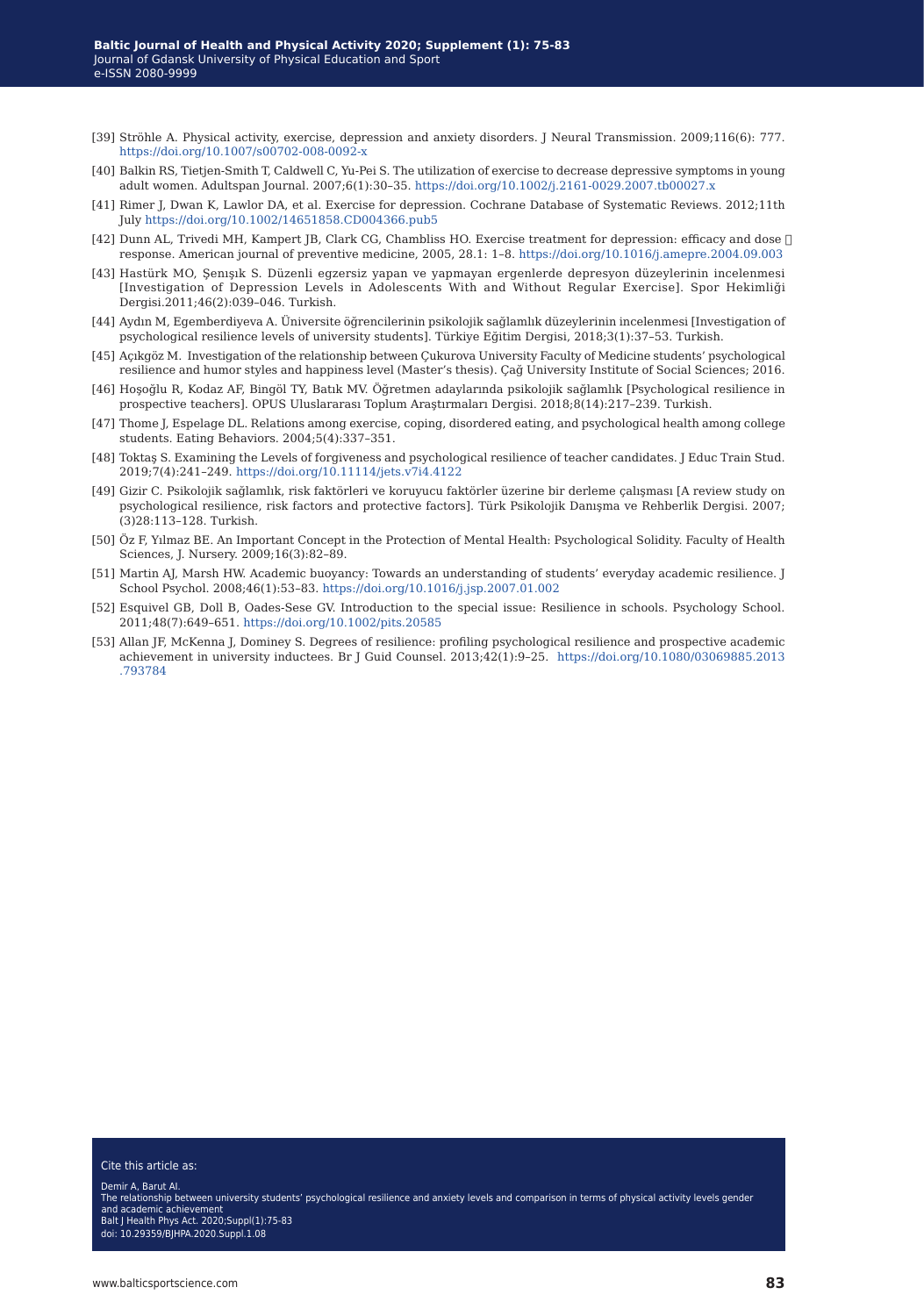[39] Ströhle A. Physical activity, exercise, depression and anxiety disorders. J Neural Transmission. 2009;116(6): 777. https://doi.org/10.1007/s00702-008-0092-x

[40] Balkin RS, Tietjen-Smith T, Caldwell C, Yu-Pei S. The utilization of exercise to decrease depressive symptoms in young adult women. Adultspan Journal. 2007;6(1):30–35. https://doi.org/10.1002/j.2161-0029.2007.tb00027.x

[41] Rimer J, Dwan K, Lawlor DA, et al. Exercise for depression. Cochrane Database of Systematic Reviews. 2012;11th July https://doi.org/10.1002/14651858.CD004366.pub5

[42] Dunn AL, Trivedi MH, Kampert JB, Clark CG, Chambliss HO. Exercise treatment for depression: efficacy and dose  response. American journal of preventive medicine, 2005, 28.1: 1–8. https://doi.org/10.1016/j.amepre.2004.09.003

[43] Hastürk MO, Şenışık S. Düzenli egzersiz yapan ve yapmayan ergenlerde depresyon düzeylerinin incelenmesi [Investigation of Depression Levels in Adolescents With and Without Regular Exercise]. Spor Hekimliği Dergisi.2011;46(2):039–046. Turkish.

[44] Aydın M, Egemberdiyeva A. Üniversite öğrencilerinin psikolojik sağlamlık düzeylerinin incelenmesi [Investigation of psychological resilience levels of university students]. Türkiye Eğitim Dergisi, 2018;3(1):37–53. Turkish.

[45] Açıkgöz M. Investigation of the relationship between Çukurova University Faculty of Medicine students' psychological resilience and humor styles and happiness level (Master's thesis). Çağ University Institute of Social Sciences; 2016.

[46] Hoşoğlu R, Kodaz AF, Bingöl TY, Batık MV. Öğretmen adaylarında psikolojik sağlamlık [Psychological resilience in prospective teachers]. OPUS Uluslararası Toplum Araştırmaları Dergisi. 2018;8(14):217–239. Turkish.

[47] Thome J, Espelage DL. Relations among exercise, coping, disordered eating, and psychological health among college students. Eating Behaviors. 2004;5(4):337–351.

[48] Toktaş S. Examining the Levels of forgiveness and psychological resilience of teacher candidates. J Educ Train Stud. 2019;7(4):241–249. https://doi.org/10.11114/jets.v7i4.4122

[49] Gizir C. Psikolojik sağlamlık, risk faktörleri ve koruyucu faktörler üzerine bir derleme çalışması [A review study on psychological resilience, risk factors and protective factors]. Türk Psikolojik Danışma ve Rehberlik Dergisi. 2007;(3)28:113–128. Turkish.

[50] Öz F, Yılmaz BE. An Important Concept in the Protection of Mental Health: Psychological Solidity. Faculty of Health Sciences, J. Nursery. 2009;16(3):82–89.

[51] Martin AJ, Marsh HW. Academic buoyancy: Towards an understanding of students' everyday academic resilience. J School Psychol. 2008;46(1):53–83. https://doi.org/10.1016/j.jsp.2007.01.002

[52] Esquivel GB, Doll B, Oades-Sese GV. Introduction to the special issue: Resilience in schools. Psychology School. 2011;48(7):649–651. https://doi.org/10.1002/pits.20585

[53] Allan JF, McKenna J, Dominey S. Degrees of resilience: profiling psychological resilience and prospective academic achievement in university inductees. Br J Guid Counsel. 2013;42(1):9–25. https://doi.org/10.1080/03069885.2013.793784

Cite this article as:

Demir A, Barut AI.
The relationship between university students' psychological resilience and anxiety levels and comparison in terms of physical activity levels gender and academic achievement
Balt J Health Phys Act. 2020;Suppl(1):75-83
doi: 10.29359/BJHPA.2020.Suppl.1.08